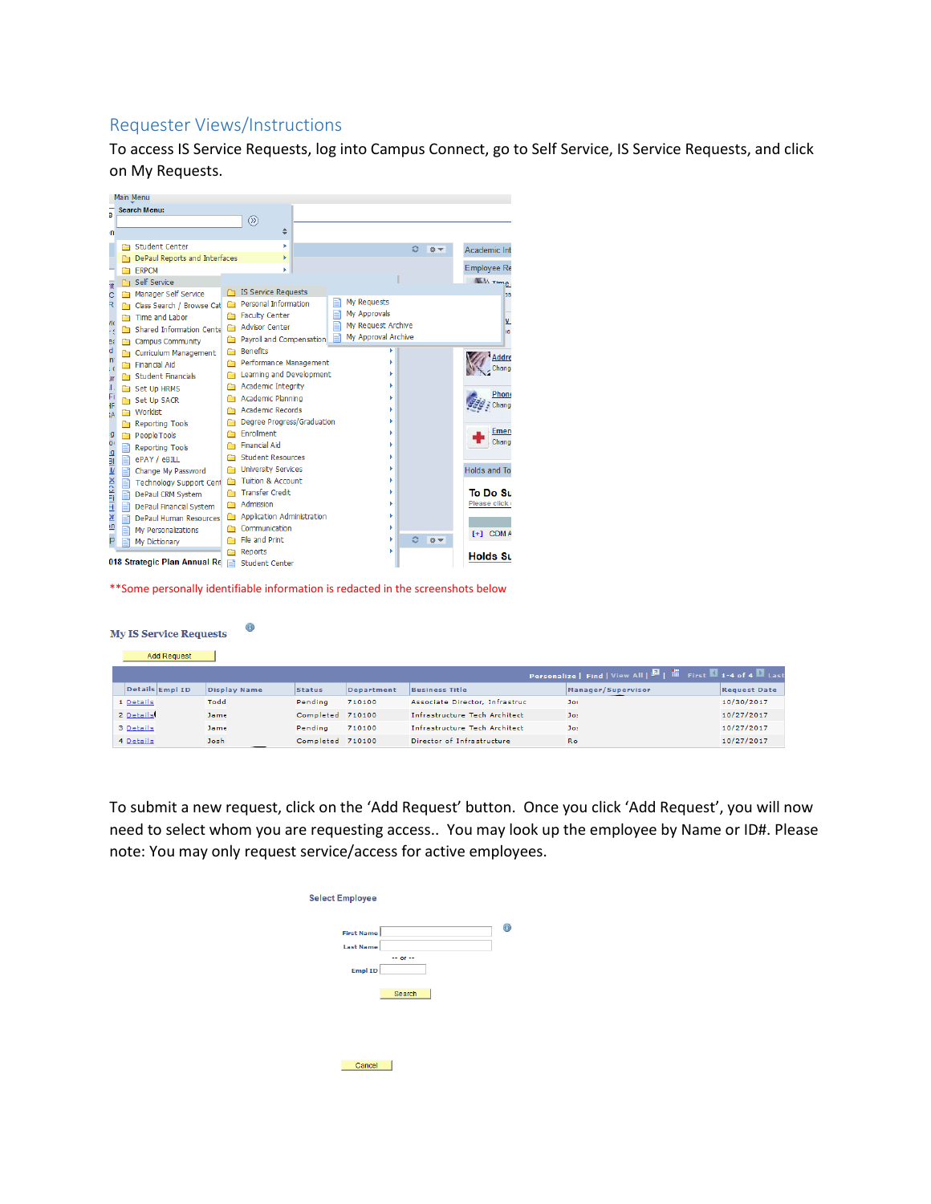## Requester Views/Instructions

To access IS Service Requests, log into Campus Connect, go to Self Service, IS Service Requests, and click on My Requests.

**Some personally identifiable information is redacted in the screenshots below

To submit a new request, click on the 'Add Request' button. Once you click 'Add Request', you will now need to select whom you are requesting access.. You may look up the employee by Name or ID#. Please note: You may only request service/access for active employees.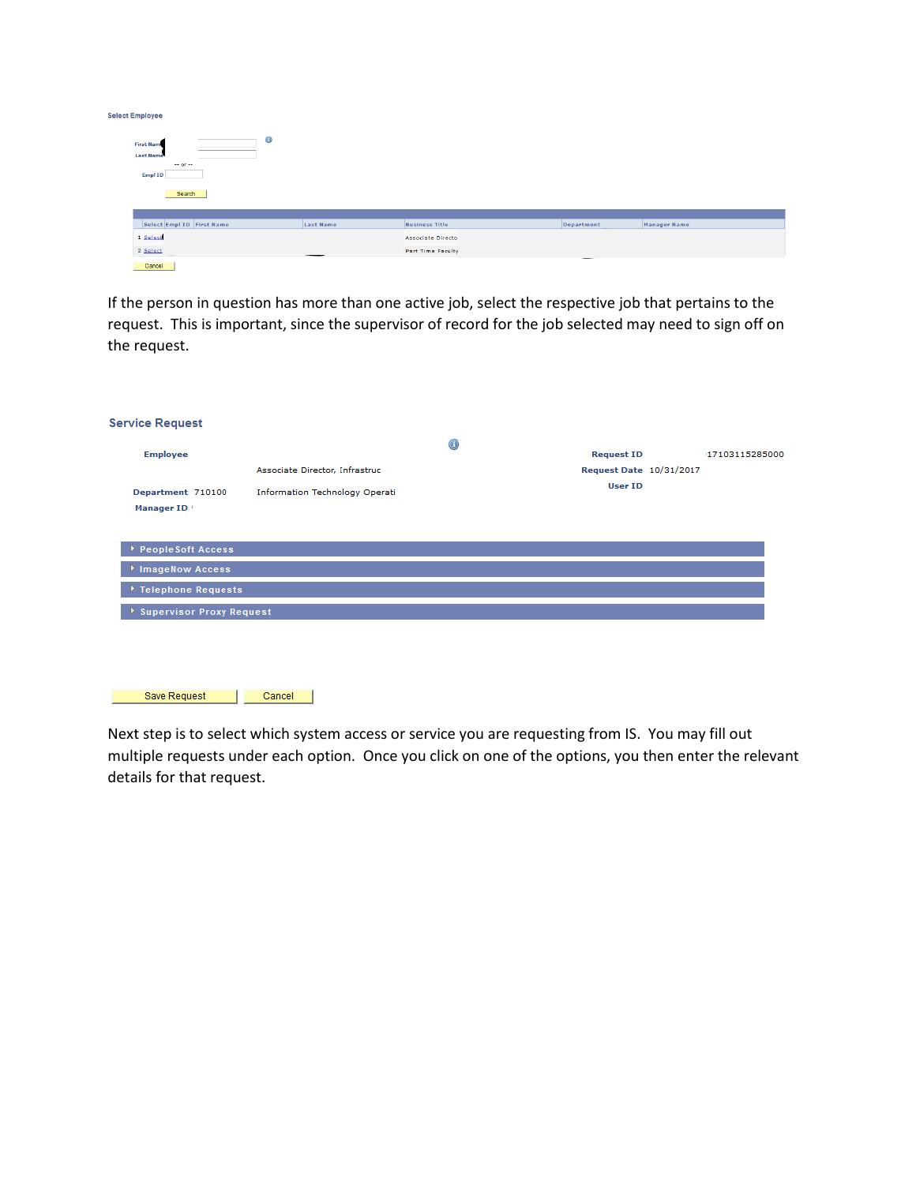**Select Employee**

First Name
Last Name
-- or --
Empl ID

Search

| Select | Empl ID | First Name | Last Name | Business Title | Department | Manager Name |
|---|---|---|---|---|---|---|
| 1 Select | | | | Associate Directo | | |
| 2 Select | | | | Part Time Faculty | | |

Cancel

If the person in question has more than one active job, select the respective job that pertains to the request. This is important, since the supervisor of record for the job selected may need to sign off on the request.

**Service Request**

| | | | | |
|---|---|---|---|---|
| **Employee** | | | **Request ID** | 17103115285000 |
| | | Associate Director, Infrastruc | **Request Date** | 10/31/2017 |
| **Department** | 710100 | Information Technology Operati | **User ID** | |
| **Manager ID** | | | | |

- PeopleSoft Access
- ImageNow Access
- Telephone Requests
- Supervisor Proxy Request

Save Request Cancel

Next step is to select which system access or service you are requesting from IS. You may fill out multiple requests under each option. Once you click on one of the options, you then enter the relevant details for that request.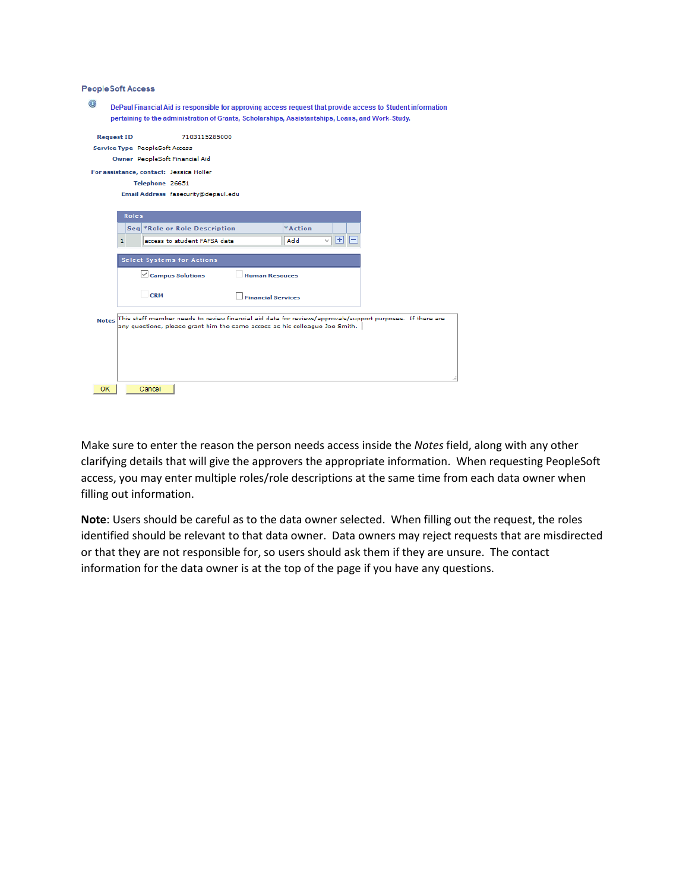PeopleSoft Access

DePaul Financial Aid is responsible for approving access request that provide access to Student information pertaining to the administration of Grants, Scholarships, Assistantships, Loans, and Work-Study.

Request ID 7103115285000

Service Type PeopleSoft Access

Owner PeopleSoft Financial Aid

For assistance, contact: Jessica Holler

Telephone 26651

Email Address fasecurity@depaul.edu

**Roles**

| Seq | *Role or Role Description | *Action |
| --- | --- | --- |
| 1 | access to student FAFSA data | Add |

**Select Systems for Actions**

- [x] Campus Solutions
- [ ] Human Resources
- [ ] CRM
- [ ] Financial Services

Notes: This staff member needs to review financial aid data for reviews/approvals/support purposes. If there are any questions, please grant him the same access as his colleague Joe Smith.

OK Cancel

Make sure to enter the reason the person needs access inside the *Notes* field, along with any other clarifying details that will give the approvers the appropriate information. When requesting PeopleSoft access, you may enter multiple roles/role descriptions at the same time from each data owner when filling out information.

**Note**: Users should be careful as to the data owner selected. When filling out the request, the roles identified should be relevant to that data owner. Data owners may reject requests that are misdirected or that they are not responsible for, so users should ask them if they are unsure. The contact information for the data owner is at the top of the page if you have any questions.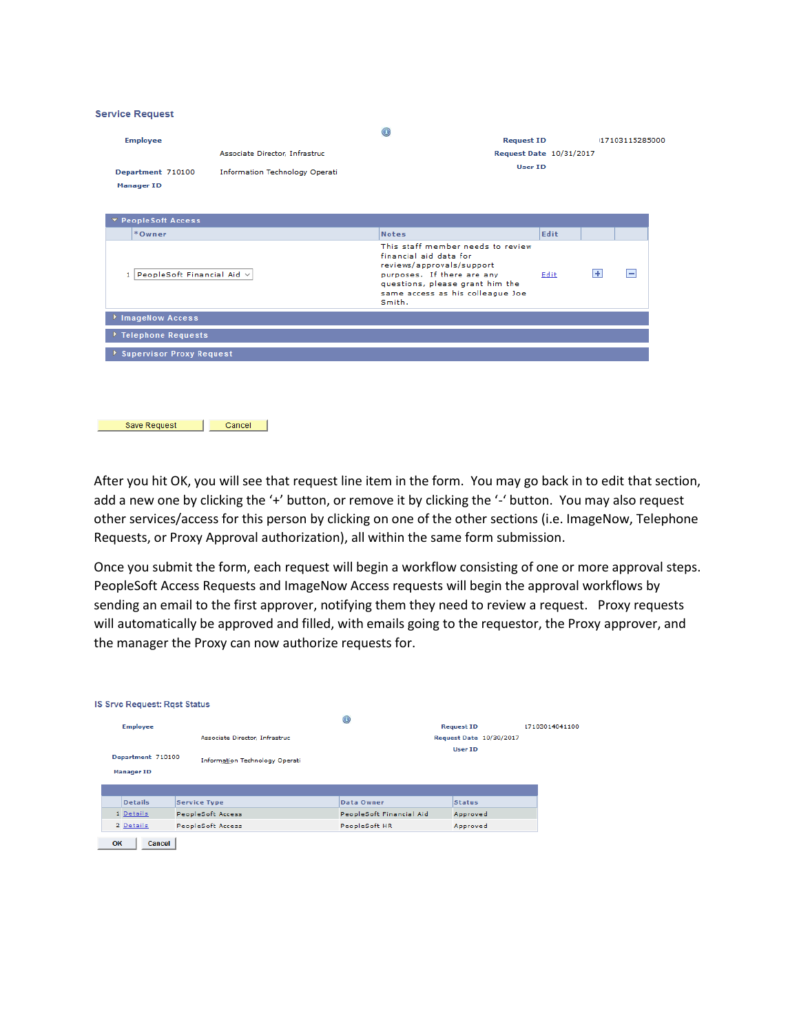**Service Request**

| | | | |
|---|---|---|---|
| **Employee** | | **Request ID** | 17103115285000 |
| | Associate Director, Infrastruc | **Request Date** | 10/31/2017 |
| **Department** 710100 | Information Technology Operati | **User ID** | |
| **Manager ID** | | | |

**PeopleSoft Access**

| | *Owner | Notes | Edit | | |
|---|---|---|---|---|---|
| 1 | PeopleSoft Financial Aid | This staff member needs to review financial aid data for reviews/approvals/support purposes. If there are any questions, please grant him the same access as his colleague Joe Smith. | Edit | + | − |

**ImageNow Access**

**Telephone Requests**

**Supervisor Proxy Request**

Save Request | Cancel

After you hit OK, you will see that request line item in the form. You may go back in to edit that section, add a new one by clicking the '+' button, or remove it by clicking the '-' button. You may also request other services/access for this person by clicking on one of the other sections (i.e. ImageNow, Telephone Requests, or Proxy Approval authorization), all within the same form submission.

Once you submit the form, each request will begin a workflow consisting of one or more approval steps. PeopleSoft Access Requests and ImageNow Access requests will begin the approval workflows by sending an email to the first approver, notifying them they need to review a request. Proxy requests will automatically be approved and filled, with emails going to the requestor, the Proxy approver, and the manager the Proxy can now authorize requests for.

**IS Srvc Request: Rqst Status**

| | | | |
|---|---|---|---|
| **Employee** | | **Request ID** | 17103014041100 |
| | Associate Director, Infrastruc | **Request Date** | 10/30/2017 |
| **Department** 710100 | Information Technology Operati | **User ID** | |
| **Manager ID** | | | |

| | Details | Service Type | Data Owner | Status |
|---|---|---|---|---|
| 1 | Details | PeopleSoft Access | PeopleSoft Financial Aid | Approved |
| 2 | Details | PeopleSoft Access | PeopleSoft HR | Approved |

OK | Cancel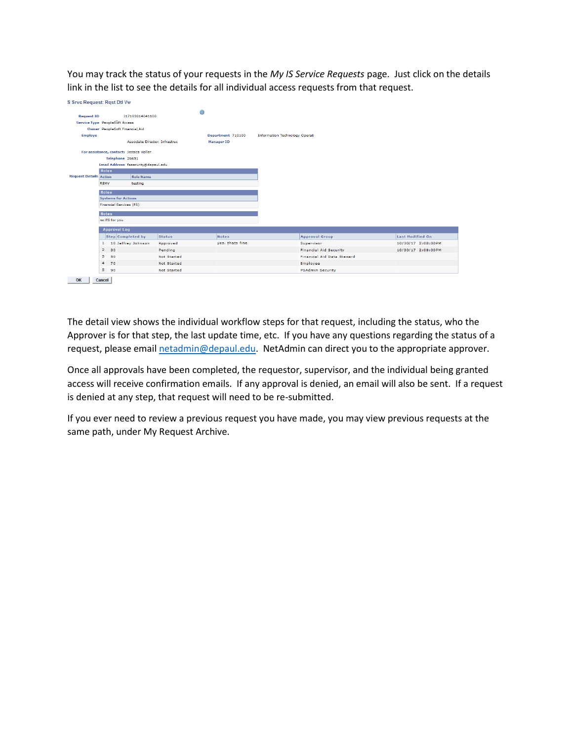You may track the status of your requests in the *My IS Service Requests* page. Just click on the details link in the list to see the details for all individual access requests from that request.

S Srvc Request: Rqst Dtl Vw

Request ID J17103014041100

Service Type PeopleSoft Access

Owner PeopleSoft Financial_Aid

Employe

Associate Director, Infrastruc

Department 710100 Information Technology Operati

Manager ID

For assistance, contact: Jessica Holler

Telephone 26651

Email Address fasecurity@depaul.edu

Request Details

| Roles | |
|---|---|
| Action | Role Name |
| REMV | testing |

| Roles |
|---|
| Systems for Actions |
| Financial Services (FS) |

| Notes |
|---|
| no FS for you |

Approval Log

| | Step | Completed by | Status | Notes | Approval Group | Last Modified On |
|---|---|---|---|---|---|---|
| 1 | 10 | Jeffrey Johnson | Approved | yes, thats fine | Supervisor | 10/30/17 2:08:00PM |
| 2 | 30 | | Pending | | Financial Aid Security | 10/30/17 2:08:00PM |
| 3 | 50 | | Not Started | | Financial Aid Data Steward | |
| 4 | 70 | | Not Started | | Employee | |
| 5 | 90 | | Not Started | | PSAdmin Security | |

OK Cancel

The detail view shows the individual workflow steps for that request, including the status, who the Approver is for that step, the last update time, etc. If you have any questions regarding the status of a request, please email netadmin@depaul.edu. NetAdmin can direct you to the appropriate approver.

Once all approvals have been completed, the requestor, supervisor, and the individual being granted access will receive confirmation emails. If any approval is denied, an email will also be sent. If a request is denied at any step, that request will need to be re-submitted.

If you ever need to review a previous request you have made, you may view previous requests at the same path, under My Request Archive.